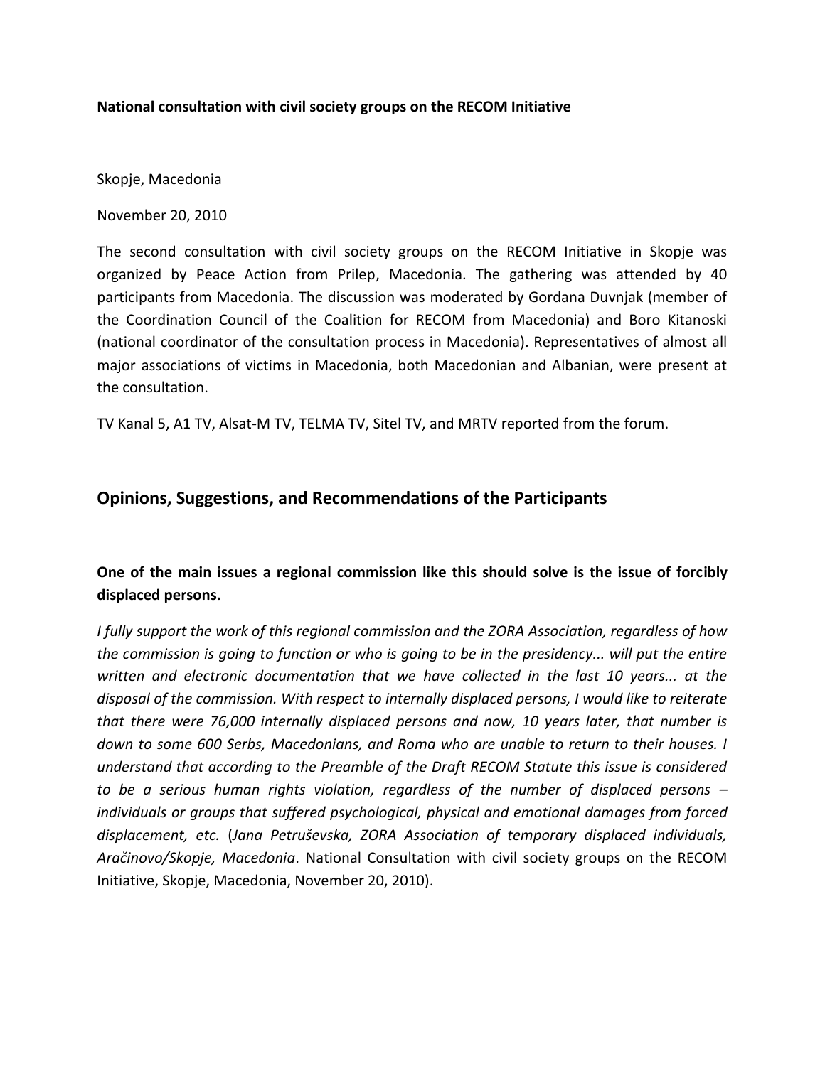**National consultation with civil society groups on the RECOM Initiative**

Skopje, Macedonia

November 20, 2010

The second consultation with civil society groups on the RECOM Initiative in Skopje was organized by Peace Action from Prilep, Macedonia. The gathering was attended by 40 participants from Macedonia. The discussion was moderated by Gordana Duvnjak (member of the Coordination Council of the Coalition for RECOM from Macedonia) and Boro Kitanoski (national coordinator of the consultation process in Macedonia). Representatives of almost all major associations of victims in Macedonia, both Macedonian and Albanian, were present at the consultation.

TV Kanal 5, A1 TV, Alsat-M TV, TELMA TV, Sitel TV, and MRTV reported from the forum.

## Opinions, Suggestions, and Recommendations of the Participants

### One of the main issues a regional commission like this should solve is the issue of forcibly displaced persons.

*I fully support the work of this regional commission and the ZORA Association, regardless of how the commission is going to function or who is going to be in the presidency... will put the entire written and electronic documentation that we have collected in the last 10 years... at the disposal of the commission. With respect to internally displaced persons, I would like to reiterate that there were 76,000 internally displaced persons and now, 10 years later, that number is down to some 600 Serbs, Macedonians, and Roma who are unable to return to their houses. I understand that according to the Preamble of the Draft RECOM Statute this issue is considered to be a serious human rights violation, regardless of the number of displaced persons – individuals or groups that suffered psychological, physical and emotional damages from forced displacement, etc.* (*Jana Petruševska, ZORA Association of temporary displaced individuals, Aračinovo/Skopje, Macedonia*. National Consultation with civil society groups on the RECOM Initiative, Skopje, Macedonia, November 20, 2010).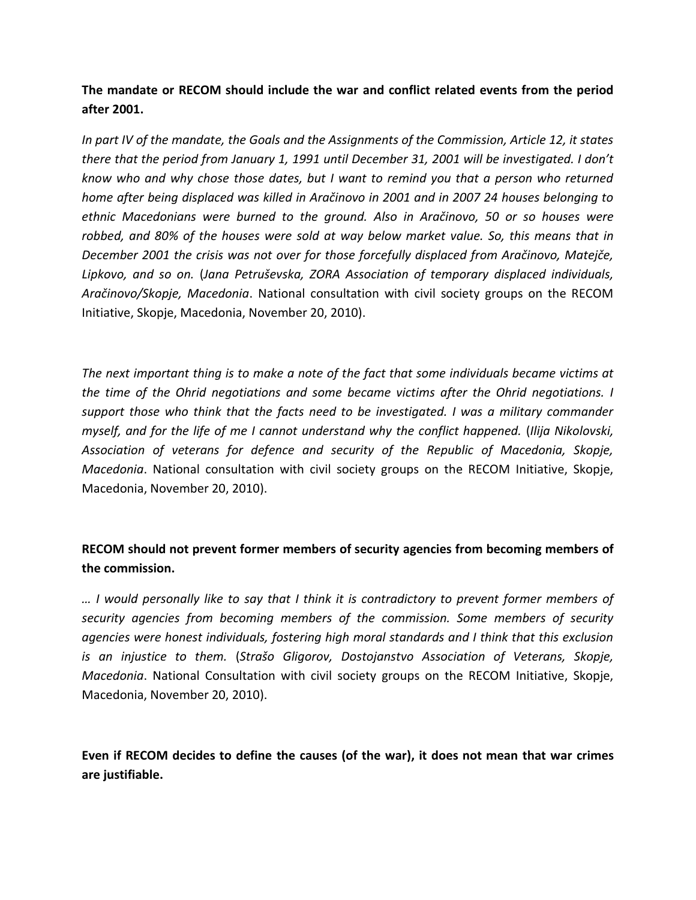**The mandate or RECOM should include the war and conflict related events from the period after 2001.**

*In part IV of the mandate, the Goals and the Assignments of the Commission, Article 12, it states there that the period from January 1, 1991 until December 31, 2001 will be investigated. I don't know who and why chose those dates, but I want to remind you that a person who returned home after being displaced was killed in Aračinovo in 2001 and in 2007 24 houses belonging to ethnic Macedonians were burned to the ground. Also in Aračinovo, 50 or so houses were robbed, and 80% of the houses were sold at way below market value. So, this means that in December 2001 the crisis was not over for those forcefully displaced from Aračinovo, Matejče, Lipkovo, and so on.* (*Jana Petruševska, ZORA Association of temporary displaced individuals, Aračinovo/Skopje, Macedonia*. National consultation with civil society groups on the RECOM Initiative, Skopje, Macedonia, November 20, 2010).

*The next important thing is to make a note of the fact that some individuals became victims at the time of the Ohrid negotiations and some became victims after the Ohrid negotiations. I support those who think that the facts need to be investigated. I was a military commander myself, and for the life of me I cannot understand why the conflict happened.* (*Ilija Nikolovski, Association of veterans for defence and security of the Republic of Macedonia, Skopje, Macedonia*. National consultation with civil society groups on the RECOM Initiative, Skopje, Macedonia, November 20, 2010).

**RECOM should not prevent former members of security agencies from becoming members of the commission.**

*… I would personally like to say that I think it is contradictory to prevent former members of security agencies from becoming members of the commission. Some members of security agencies were honest individuals, fostering high moral standards and I think that this exclusion is an injustice to them.* (*Strašo Gligorov, Dostojanstvo Association of Veterans, Skopje, Macedonia*. National Consultation with civil society groups on the RECOM Initiative, Skopje, Macedonia, November 20, 2010).

**Even if RECOM decides to define the causes (of the war), it does not mean that war crimes are justifiable.**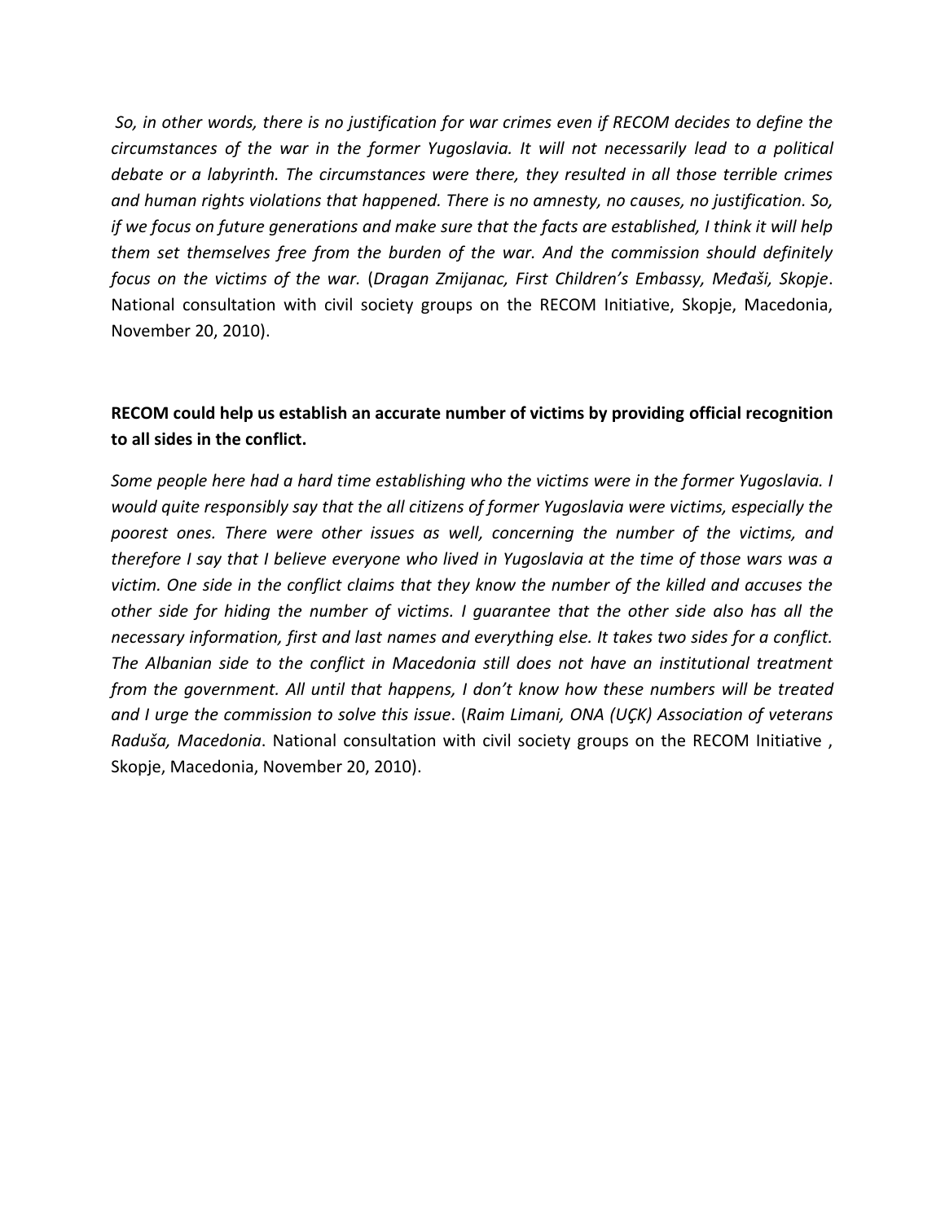*So, in other words, there is no justification for war crimes even if RECOM decides to define the circumstances of the war in the former Yugoslavia. It will not necessarily lead to a political debate or a labyrinth. The circumstances were there, they resulted in all those terrible crimes and human rights violations that happened. There is no amnesty, no causes, no justification. So, if we focus on future generations and make sure that the facts are established, I think it will help them set themselves free from the burden of the war. And the commission should definitely focus on the victims of the war.* (*Dragan Zmijanac, First Children's Embassy, Međaši, Skopje*. National consultation with civil society groups on the RECOM Initiative, Skopje, Macedonia, November 20, 2010).

**RECOM could help us establish an accurate number of victims by providing official recognition to all sides in the conflict.**

*Some people here had a hard time establishing who the victims were in the former Yugoslavia. I would quite responsibly say that the all citizens of former Yugoslavia were victims, especially the poorest ones. There were other issues as well, concerning the number of the victims, and therefore I say that I believe everyone who lived in Yugoslavia at the time of those wars was a victim. One side in the conflict claims that they know the number of the killed and accuses the other side for hiding the number of victims. I guarantee that the other side also has all the necessary information, first and last names and everything else. It takes two sides for a conflict. The Albanian side to the conflict in Macedonia still does not have an institutional treatment from the government. All until that happens, I don't know how these numbers will be treated and I urge the commission to solve this issue*. (*Raim Limani, ONA (UÇK) Association of veterans Raduša, Macedonia*. National consultation with civil society groups on the RECOM Initiative , Skopje, Macedonia, November 20, 2010).